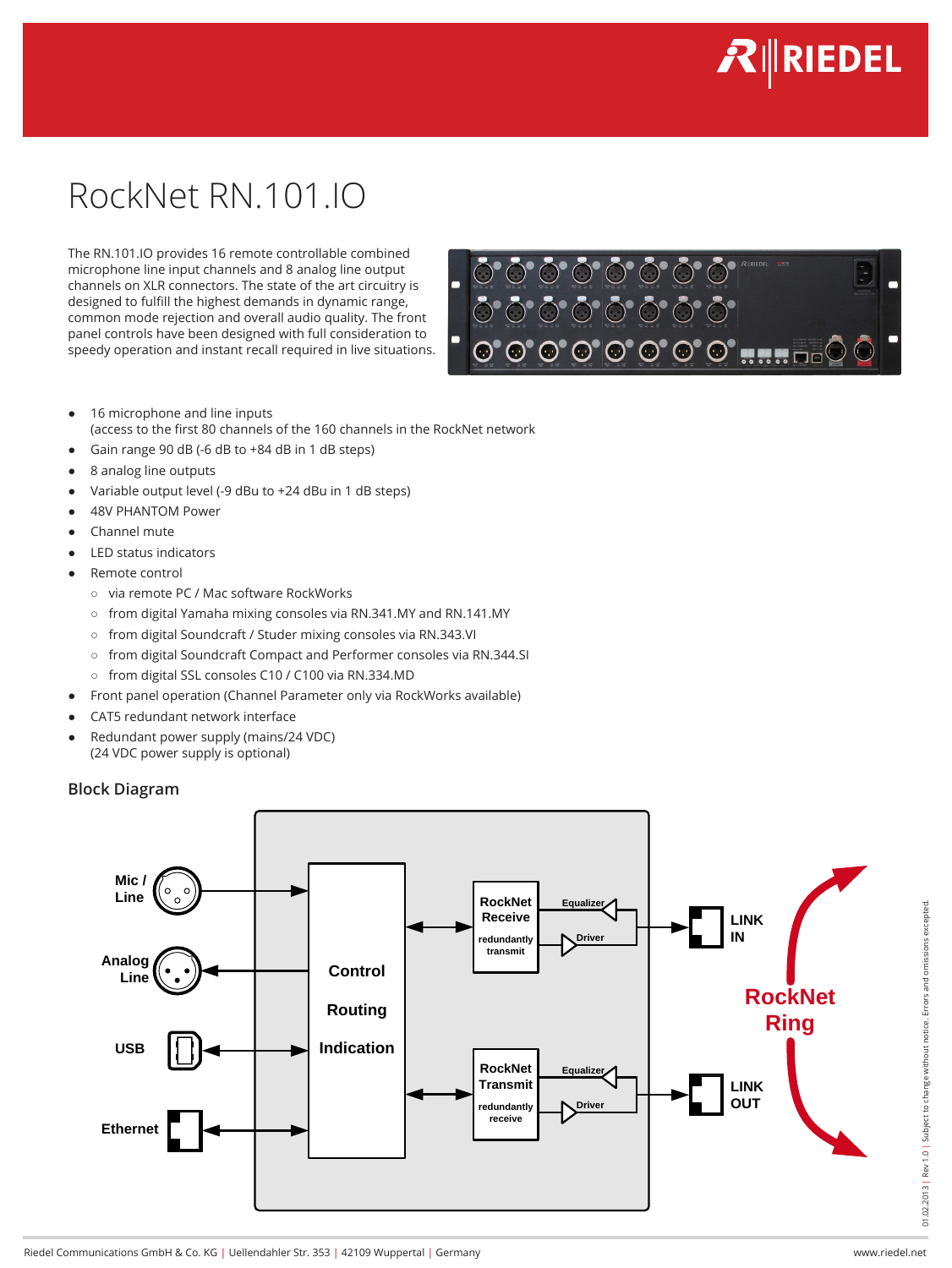# RockNet RN.101.IO

The RN.101.IO provides 16 remote controllable combined microphone line input channels and 8 analog line output channels on XLR connectors. The state of the art circuitry is designed to fulfill the highest demands in dynamic range, common mode rejection and overall audio quality. The front panel controls have been designed with full consideration to speedy operation and instant recall required in live situations.

- 16 microphone and line inputs
  (access to the first 80 channels of the 160 channels in the RockNet network
- Gain range 90 dB (-6 dB to +84 dB in 1 dB steps)
- 8 analog line outputs
- Variable output level (-9 dBu to +24 dBu in 1 dB steps)
- 48V PHANTOM Power
- Channel mute
- LED status indicators
- Remote control
  - via remote PC / Mac software RockWorks
  - from digital Yamaha mixing consoles via RN.341.MY and RN.141.MY
  - from digital Soundcraft / Studer mixing consoles via RN.343.VI
  - from digital Soundcraft Compact and Performer consoles via RN.344.SI
  - from digital SSL consoles C10 / C100 via RN.334.MD
- Front panel operation (Channel Parameter only via RockWorks available)
- CAT5 redundant network interface
- Redundant power supply (mains/24 VDC)
  (24 VDC power supply is optional)

## Block Diagram

Mic / Line | Analog Line | USB | Ethernet | Control | Routing | Indication | RockNet Receive | redundantly transmit | RockNet Transmit | redundantly receive | Equalizer | Driver | LINK IN | LINK OUT | RockNet Ring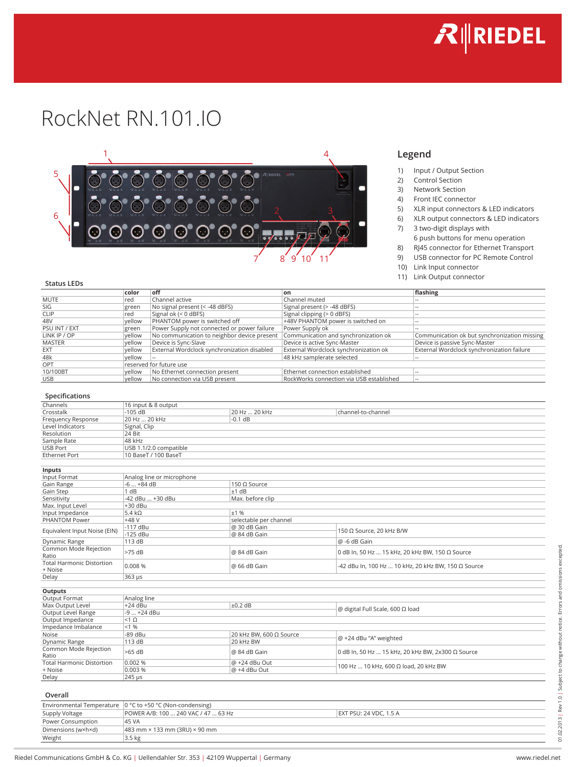# RockNet RN.101.IO

## Legend

1) Input / Output Section
2) Control Section
3) Network Section
4) Front IEC connector
5) XLR input connectors & LED indicators
6) XLR output connectors & LED indicators
7) 3 two-digit displays with 6 push buttons for menu operation
8) RJ45 connector for Ethernet Transport
9) USB connector for PC Remote Control
10) Link Input connector
11) Link Output connector

### Status LEDs

| | color | off | on | flashing |
|---|---|---|---|---|
| MUTE | red | Channel active | Channel muted | -- |
| SIG | green | No signal present (< -48 dBFS) | Signal present (> -48 dBFS) | -- |
| CLIP | red | Signal ok (< 0 dBFS) | Signal clipping (> 0 dBFS) | -- |
| 48V | yellow | PHANTOM power is switched off | +48V PHANTOM power is switched on | -- |
| PSU INT / EXT | green | Power Supply not connected or power failure | Power Supply ok | -- |
| LINK IP / OP | yellow | No communication to neighbor device present | Communication and synchronization ok | Communication ok but synchronization missing |
| MASTER | yellow | Device is Sync-Slave | Device is active Sync-Master | Device is passive Sync-Master |
| EXT | yellow | External Wordclock synchronization disabled | External Wordclock synchronization ok | External Wordclock synchronization failure |
| 48k | yellow | -- | 48 kHz samplerate selected | -- |
| OPT | reserved for future use | | | |
| 10/100BT | yellow | No Ethernet connection present | Ethernet connection established | -- |
| USB | yellow | No connection via USB present | RockWorks connection via USB established | -- |

### Specifications

| | | | |
|---|---|---|---|
| Channels | 16 input & 8 output | | |
| Crosstalk | -105 dB | 20 Hz ... 20 kHz | channel-to-channel |
| Frequency Response | 20 Hz ... 20 kHz | -0.1 dB | |
| Level Indicators | Signal, Clip | | |
| Resolution | 24 Bit | | |
| Sample Rate | 48 kHz | | |
| USB Port | USB 1.1/2.0 compatible | | |
| Ethernet Port | 10 BaseT / 100 BaseT | | |
| **Inputs** | | | |
| Input Format | Analog line or microphone | | |
| Gain Range | -6 ... +84 dB | 150 Ω Source | |
| Gain Step | 1 dB | ±1 dB | |
| Sensitivity | -42 dBu ... +30 dBu | Max. before clip | |
| Max. Input Level | +30 dBu | | |
| Input Impedance | 5.4 kΩ | ±1 % | |
| PHANTOM Power | +48 V | selectable per channel | |
| Equivalent Input Noise (EIN) | -117 dBu | @ 30 dB Gain | 150 Ω Source, 20 kHz B/W |
| | -125 dBu | @ 84 dB Gain | |
| Dynamic Range | 113 dB | | @ -6 dB Gain |
| Common Mode Rejection Ratio | >75 dB | @ 84 dB Gain | 0 dB In, 50 Hz ... 15 kHz, 20 kHz BW, 150 Ω Source |
| Total Harmonic Distortion + Noise | 0.008 % | @ 66 dB Gain | -42 dBu In, 100 Hz ... 10 kHz, 20 kHz BW, 150 Ω Source |
| Delay | 363 µs | | |
| **Outputs** | | | |
| Output Format | Analog line | | |
| Max Output Level | +24 dBu | ±0.2 dB | @ digital Full Scale, 600 Ω load |
| Output Level Range | -9 ... +24 dBu | | |
| Output Impedance | <1 Ω | | |
| Impedance Imbalance | <1 % | | |
| Noise | -89 dBu | 20 kHz BW, 600 Ω Source | @ +24 dBu "A" weighted |
| Dynamic Range | 113 dB | 20 kHz BW | |
| Common Mode Rejection Ratio | >65 dB | @ 84 dB Gain | 0 dB In, 50 Hz ... 15 kHz, 20 kHz BW, 2x300 Ω Source |
| Total Harmonic Distortion + Noise | 0.002 % | @ +24 dBu Out | 100 Hz ... 10 kHz, 600 Ω load, 20 kHz BW |
| | 0.003 % | @ +4 dBu Out | |
| Delay | 245 µs | | |

### Overall

| | | |
|---|---|---|
| Environmental Temperature | 0 °C to +50 °C (Non-condensing) | |
| Supply Voltage | POWER A/B: 100 ... 240 VAC / 47 ... 63 Hz | EXT PSU: 24 VDC, 1.5 A |
| Power Consumption | 45 VA | |
| Dimensions (w×h×d) | 483 mm × 133 mm (3RU) × 90 mm | |
| Weight | 3.5 kg | |

01.02.2013 | Rev 1.0 | Subject to change without notice. Errors and omissions excepted.

Riedel Communications GmbH & Co. KG | Uellendahler Str. 353 | 42109 Wuppertal | Germany    www.riedel.net